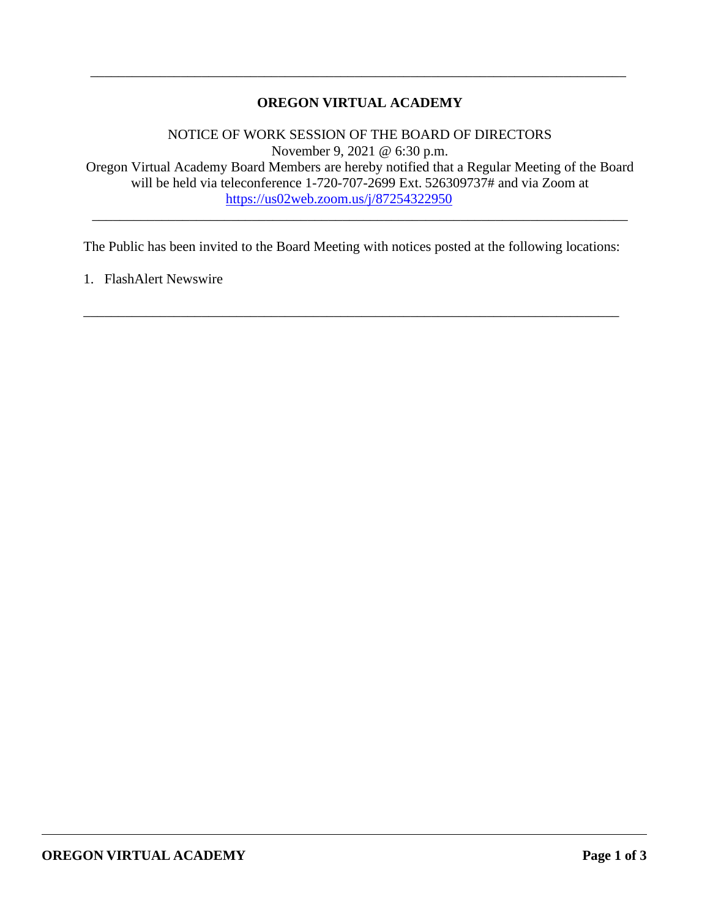---

# OREGON VIRTUAL ACADEMY

NOTICE OF WORK SESSION OF THE BOARD OF DIRECTORS
November 9, 2021 @ 6:30 p.m.
Oregon Virtual Academy Board Members are hereby notified that a Regular Meeting of the Board will be held via teleconference 1-720-707-2699 Ext. 526309737# and via Zoom at https://us02web.zoom.us/j/87254322950

---

The Public has been invited to the Board Meeting with notices posted at the following locations:

1. FlashAlert Newswire

---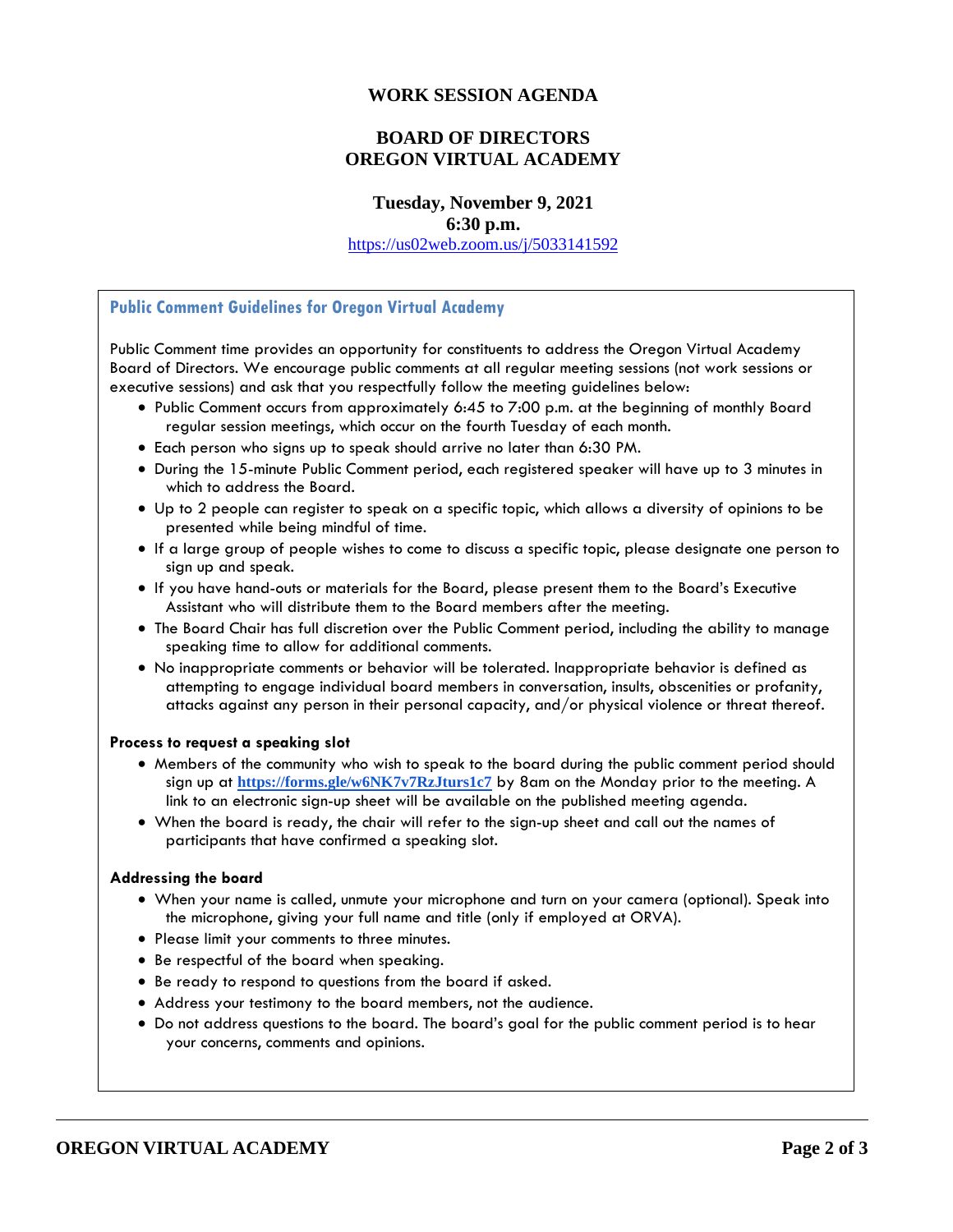# WORK SESSION AGENDA

## BOARD OF DIRECTORS
## OREGON VIRTUAL ACADEMY

**Tuesday, November 9, 2021**
**6:30 p.m.**
https://us02web.zoom.us/j/5033141592

### Public Comment Guidelines for Oregon Virtual Academy

Public Comment time provides an opportunity for constituents to address the Oregon Virtual Academy Board of Directors. We encourage public comments at all regular meeting sessions (not work sessions or executive sessions) and ask that you respectfully follow the meeting guidelines below:

- Public Comment occurs from approximately 6:45 to 7:00 p.m. at the beginning of monthly Board regular session meetings, which occur on the fourth Tuesday of each month.
- Each person who signs up to speak should arrive no later than 6:30 PM.
- During the 15-minute Public Comment period, each registered speaker will have up to 3 minutes in which to address the Board.
- Up to 2 people can register to speak on a specific topic, which allows a diversity of opinions to be presented while being mindful of time.
- If a large group of people wishes to come to discuss a specific topic, please designate one person to sign up and speak.
- If you have hand-outs or materials for the Board, please present them to the Board's Executive Assistant who will distribute them to the Board members after the meeting.
- The Board Chair has full discretion over the Public Comment period, including the ability to manage speaking time to allow for additional comments.
- No inappropriate comments or behavior will be tolerated. Inappropriate behavior is defined as attempting to engage individual board members in conversation, insults, obscenities or profanity, attacks against any person in their personal capacity, and/or physical violence or threat thereof.

**Process to request a speaking slot**

- Members of the community who wish to speak to the board during the public comment period should sign up at **https://forms.gle/w6NK7v7RzJturs1c7** by 8am on the Monday prior to the meeting. A link to an electronic sign-up sheet will be available on the published meeting agenda.
- When the board is ready, the chair will refer to the sign-up sheet and call out the names of participants that have confirmed a speaking slot.

**Addressing the board**

- When your name is called, unmute your microphone and turn on your camera (optional). Speak into the microphone, giving your full name and title (only if employed at ORVA).
- Please limit your comments to three minutes.
- Be respectful of the board when speaking.
- Be ready to respond to questions from the board if asked.
- Address your testimony to the board members, not the audience.
- Do not address questions to the board. The board's goal for the public comment period is to hear your concerns, comments and opinions.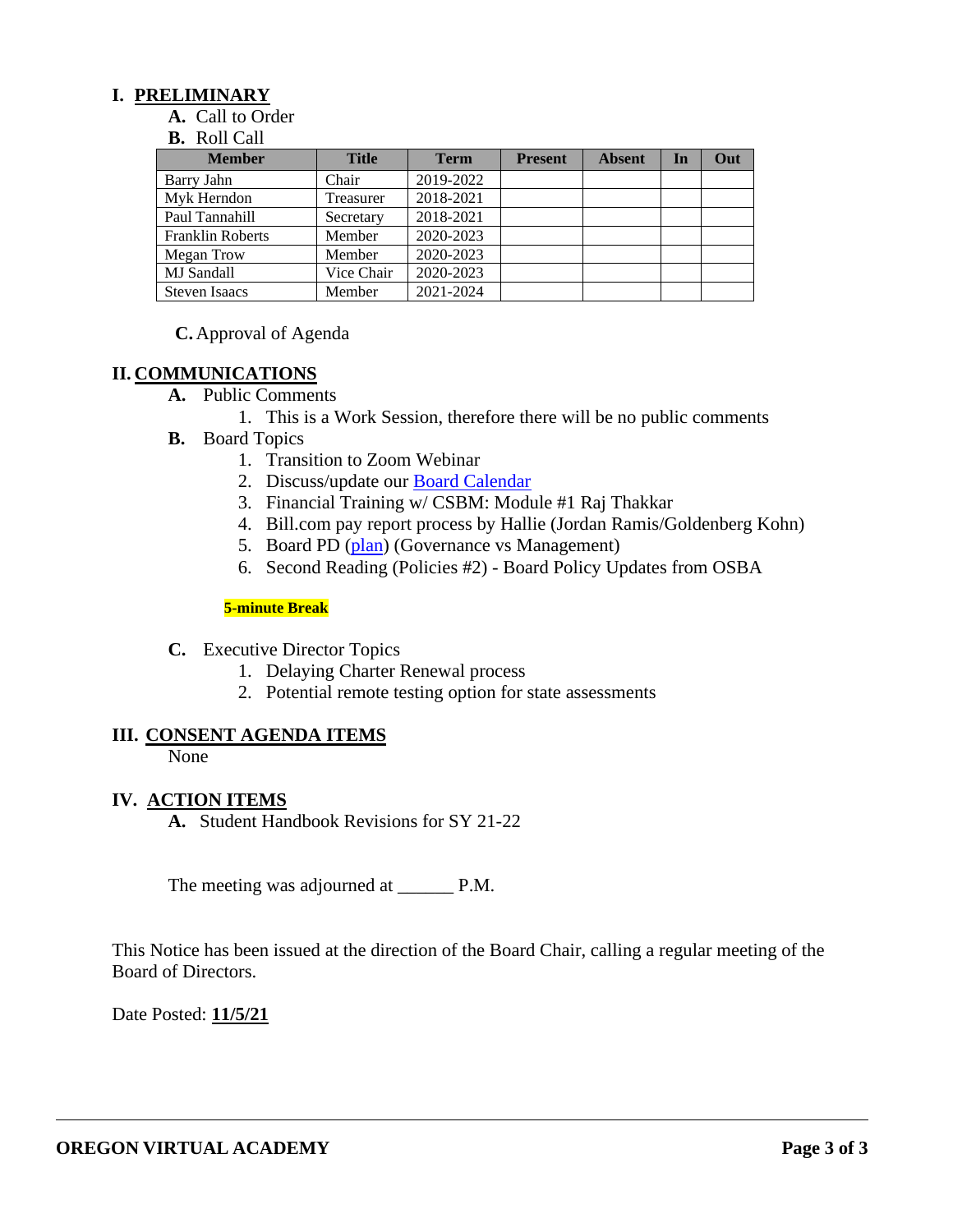## I. PRELIMINARY

**A.** Call to Order

**B.** Roll Call

| Member | Title | Term | Present | Absent | In | Out |
|---|---|---|---|---|---|---|
| Barry Jahn | Chair | 2019-2022 | | | | |
| Myk Herndon | Treasurer | 2018-2021 | | | | |
| Paul Tannahill | Secretary | 2018-2021 | | | | |
| Franklin Roberts | Member | 2020-2023 | | | | |
| Megan Trow | Member | 2020-2023 | | | | |
| MJ Sandall | Vice Chair | 2020-2023 | | | | |
| Steven Isaacs | Member | 2021-2024 | | | | |

**C.** Approval of Agenda

## II. COMMUNICATIONS

**A.** Public Comments

1. This is a Work Session, therefore there will be no public comments

**B.** Board Topics

1. Transition to Zoom Webinar
2. Discuss/update our Board Calendar
3. Financial Training w/ CSBM: Module #1 Raj Thakkar
4. Bill.com pay report process by Hallie (Jordan Ramis/Goldenberg Kohn)
5. Board PD (plan) (Governance vs Management)
6. Second Reading (Policies #2) - Board Policy Updates from OSBA

**5-minute Break**

**C.** Executive Director Topics

1. Delaying Charter Renewal process
2. Potential remote testing option for state assessments

## III. CONSENT AGENDA ITEMS

None

## IV. ACTION ITEMS

**A.** Student Handbook Revisions for SY 21-22

The meeting was adjourned at ______ P.M.

This Notice has been issued at the direction of the Board Chair, calling a regular meeting of the Board of Directors.

Date Posted: **11/5/21**